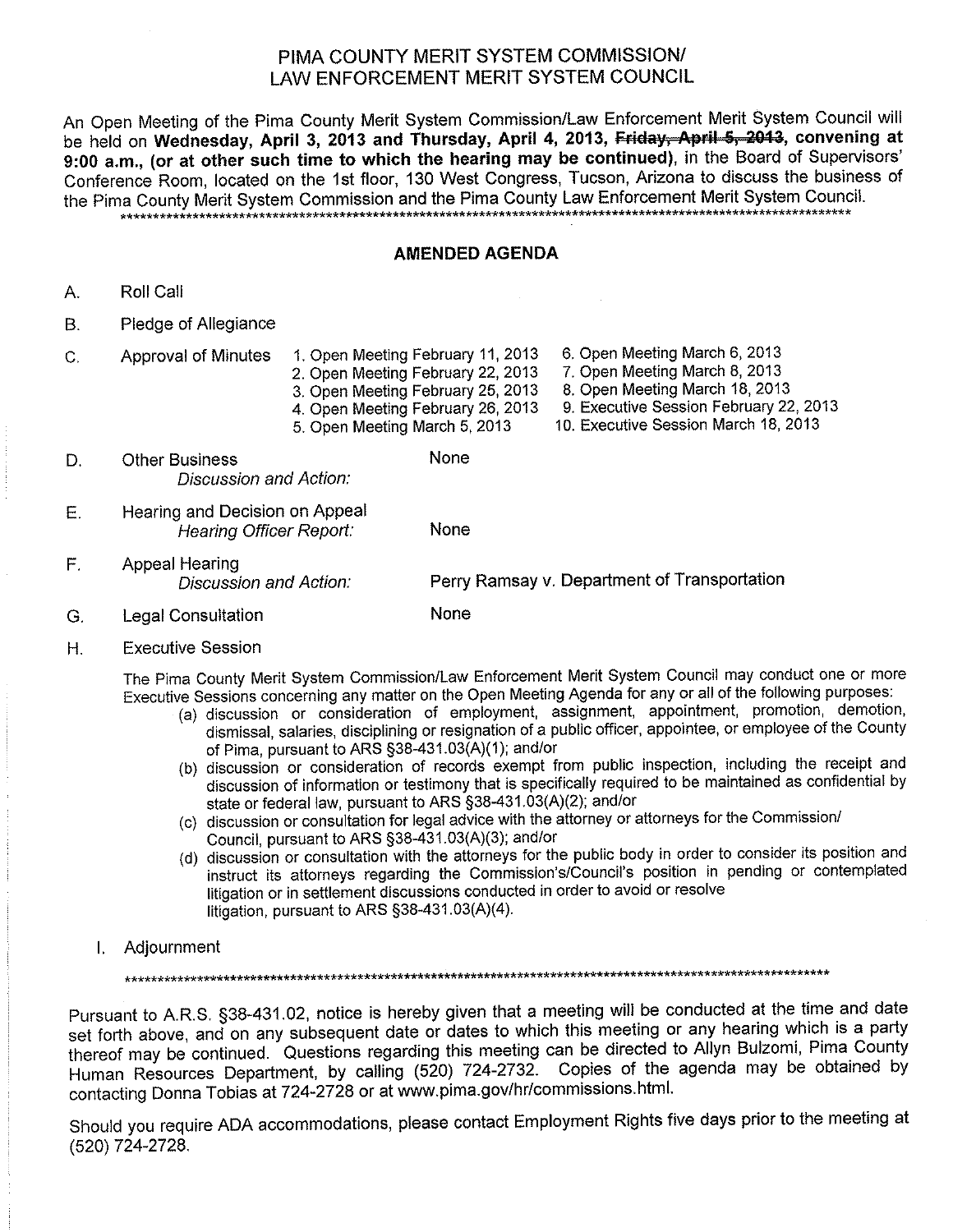# PIMA COUNTY MERIT SYSTEM COMMISSION/ LAW ENFORCEMENT MERIT SYSTEM COUNCIL

An Open Meeting of the Pima County Merit System Commission/Law Enforcement Merit System Council will be held on **Wednesday, April 3, 2013 and Thursday, April 4, 2013, ~~Friday, April 5, 2013~~, convening at 9:00 a.m., (or at other such time to which the hearing may be continued)**, in the Board of Supervisors' Conference Room, located on the 1st floor, 130 West Congress, Tucson, Arizona to discuss the business of the Pima County Merit System Commission and the Pima County Law Enforcement Merit System Council.

*****************************************************************************************************************

## AMENDED AGENDA

A. Roll Call

B. Pledge of Allegiance

C. Approval of Minutes
1. Open Meeting February 11, 2013
2. Open Meeting February 22, 2013
3. Open Meeting February 25, 2013
4. Open Meeting February 26, 2013
5. Open Meeting March 5, 2013
6. Open Meeting March 6, 2013
7. Open Meeting March 8, 2013
8. Open Meeting March 18, 2013
9. Executive Session February 22, 2013
10. Executive Session March 18, 2013

D. Other Business
*Discussion and Action:* None

E. Hearing and Decision on Appeal
*Hearing Officer Report:* None

F. Appeal Hearing
*Discussion and Action:* Perry Ramsay v. Department of Transportation

G. Legal Consultation None

H. Executive Session

The Pima County Merit System Commission/Law Enforcement Merit System Council may conduct one or more Executive Sessions concerning any matter on the Open Meeting Agenda for any or all of the following purposes:

(a) discussion or consideration of employment, assignment, appointment, promotion, demotion, dismissal, salaries, disciplining or resignation of a public officer, appointee, or employee of the County of Pima, pursuant to ARS §38-431.03(A)(1); and/or

(b) discussion or consideration of records exempt from public inspection, including the receipt and discussion of information or testimony that is specifically required to be maintained as confidential by state or federal law, pursuant to ARS §38-431.03(A)(2); and/or

(c) discussion or consultation for legal advice with the attorney or attorneys for the Commission/ Council, pursuant to ARS §38-431.03(A)(3); and/or

(d) discussion or consultation with the attorneys for the public body in order to consider its position and instruct its attorneys regarding the Commission's/Council's position in pending or contemplated litigation or in settlement discussions conducted in order to avoid or resolve litigation, pursuant to ARS §38-431.03(A)(4).

I. Adjournment

*****************************************************************************************************************

Pursuant to A.R.S. §38-431.02, notice is hereby given that a meeting will be conducted at the time and date set forth above, and on any subsequent date or dates to which this meeting or any hearing which is a party thereof may be continued. Questions regarding this meeting can be directed to Allyn Bulzomi, Pima County Human Resources Department, by calling (520) 724-2732. Copies of the agenda may be obtained by contacting Donna Tobias at 724-2728 or at www.pima.gov/hr/commissions.html.

Should you require ADA accommodations, please contact Employment Rights five days prior to the meeting at (520) 724-2728.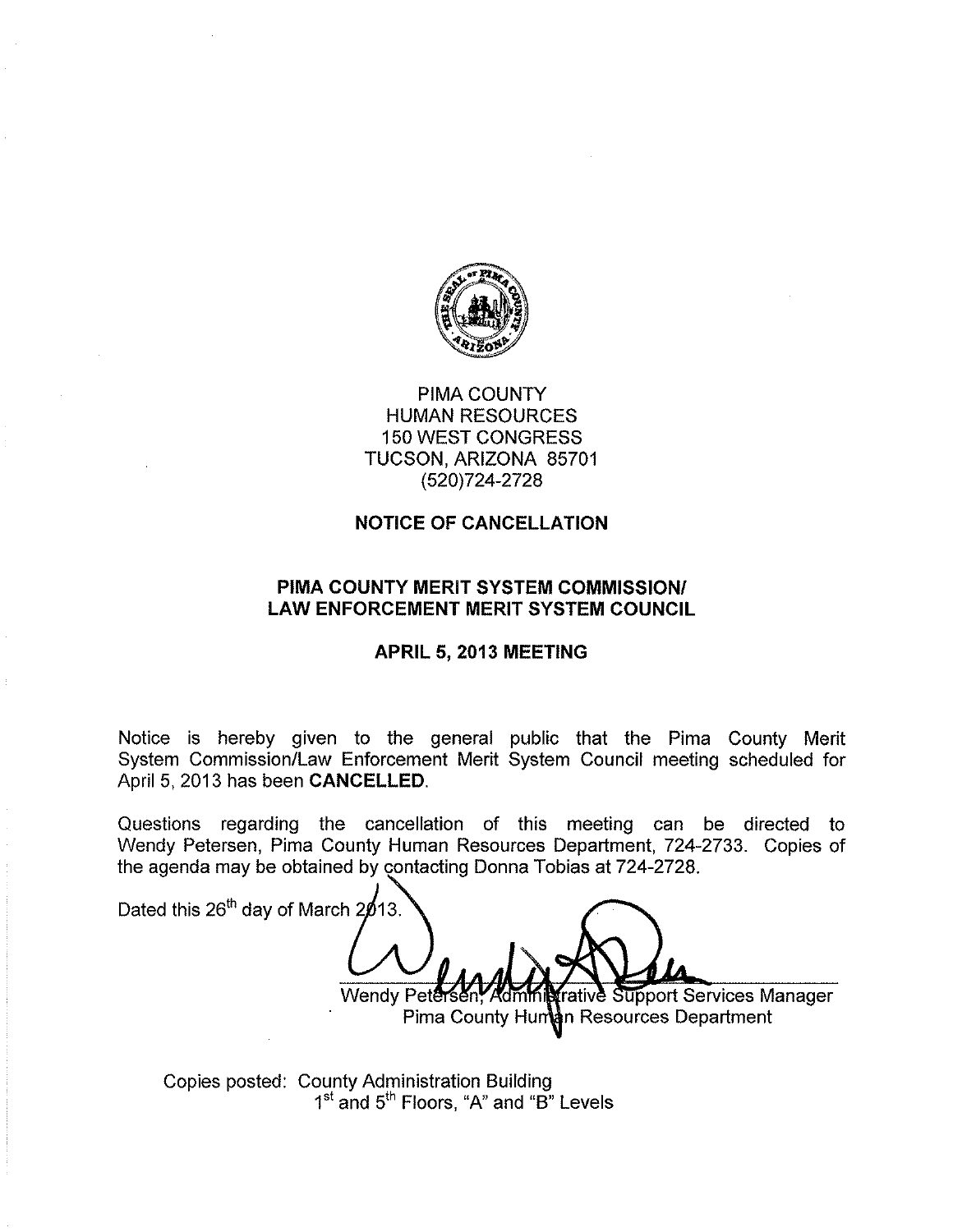PIMA COUNTY
HUMAN RESOURCES
150 WEST CONGRESS
TUCSON, ARIZONA 85701
(520)724-2728

## NOTICE OF CANCELLATION

## PIMA COUNTY MERIT SYSTEM COMMISSION/ LAW ENFORCEMENT MERIT SYSTEM COUNCIL

## APRIL 5, 2013 MEETING

Notice is hereby given to the general public that the Pima County Merit System Commission/Law Enforcement Merit System Council meeting scheduled for April 5, 2013 has been **CANCELLED**.

Questions regarding the cancellation of this meeting can be directed to Wendy Petersen, Pima County Human Resources Department, 724-2733. Copies of the agenda may be obtained by contacting Donna Tobias at 724-2728.

Dated this 26th day of March 2013.

Wendy Petersen, Administrative Support Services Manager
Pima County Human Resources Department

Copies posted: County Administration Building
1st and 5th Floors, "A" and "B" Levels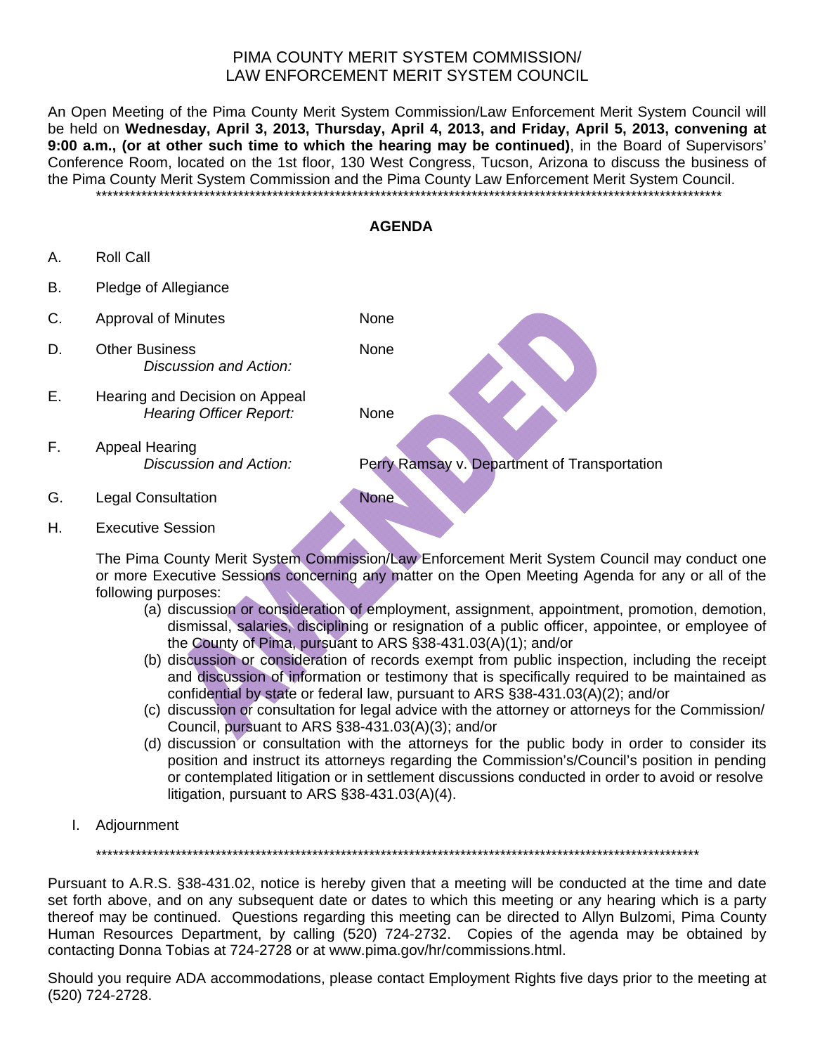PIMA COUNTY MERIT SYSTEM COMMISSION/
LAW ENFORCEMENT MERIT SYSTEM COUNCIL

An Open Meeting of the Pima County Merit System Commission/Law Enforcement Merit System Council will be held on **Wednesday, April 3, 2013, Thursday, April 4, 2013, and Friday, April 5, 2013, convening at 9:00 a.m., (or at other such time to which the hearing may be continued)**, in the Board of Supervisors' Conference Room, located on the 1st floor, 130 West Congress, Tucson, Arizona to discuss the business of the Pima County Merit System Commission and the Pima County Law Enforcement Merit System Council.

*****************************************************************************************************************

**AGENDA**

AMENDED

A. Roll Call

B. Pledge of Allegiance

C. Approval of Minutes — None

D. Other Business — None
*Discussion and Action:*

E. Hearing and Decision on Appeal
*Hearing Officer Report:* — None

F. Appeal Hearing
*Discussion and Action:* — Perry Ramsay v. Department of Transportation

G. Legal Consultation — None

H. Executive Session

The Pima County Merit System Commission/Law Enforcement Merit System Council may conduct one or more Executive Sessions concerning any matter on the Open Meeting Agenda for any or all of the following purposes:

(a) discussion or consideration of employment, assignment, appointment, promotion, demotion, dismissal, salaries, disciplining or resignation of a public officer, appointee, or employee of the County of Pima, pursuant to ARS §38-431.03(A)(1); and/or
(b) discussion or consideration of records exempt from public inspection, including the receipt and discussion of information or testimony that is specifically required to be maintained as confidential by state or federal law, pursuant to ARS §38-431.03(A)(2); and/or
(c) discussion or consultation for legal advice with the attorney or attorneys for the Commission/Council, pursuant to ARS §38-431.03(A)(3); and/or
(d) discussion or consultation with the attorneys for the public body in order to consider its position and instruct its attorneys regarding the Commission's/Council's position in pending or contemplated litigation or in settlement discussions conducted in order to avoid or resolve litigation, pursuant to ARS §38-431.03(A)(4).

I. Adjournment

*****************************************************************************************************************

Pursuant to A.R.S. §38-431.02, notice is hereby given that a meeting will be conducted at the time and date set forth above, and on any subsequent date or dates to which this meeting or any hearing which is a party thereof may be continued. Questions regarding this meeting can be directed to Allyn Bulzomi, Pima County Human Resources Department, by calling (520) 724-2732. Copies of the agenda may be obtained by contacting Donna Tobias at 724-2728 or at www.pima.gov/hr/commissions.html.

Should you require ADA accommodations, please contact Employment Rights five days prior to the meeting at (520) 724-2728.